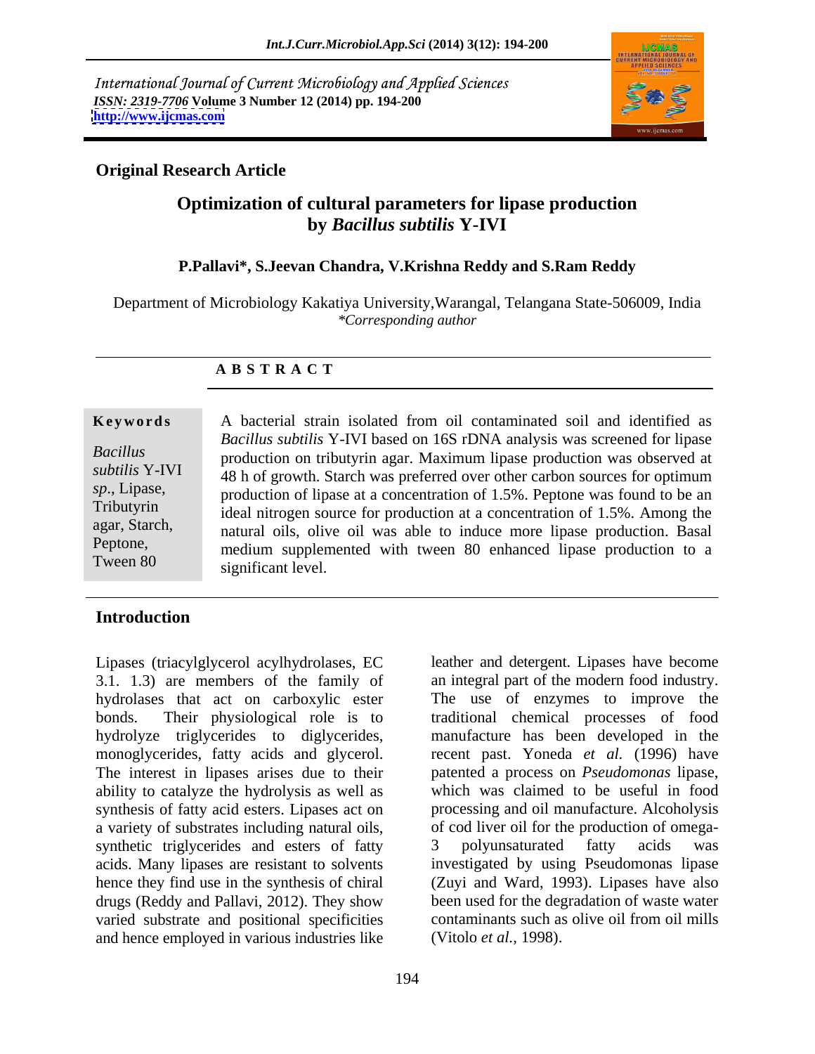International Journal of Current Microbiology and Applied Sciences
*ISSN: 2319-7706* **Volume 3 Number 12 (2014) pp. 194-200**
**http://www.ijcmas.com**

**Original Research Article**

# Optimization of cultural parameters for lipase production by *Bacillus subtilis* Y-IVI

**P.Pallavi\*, S.Jeevan Chandra, V.Krishna Reddy and S.Ram Reddy**

Department of Microbiology Kakatiya University,Warangal, Telangana State-506009, India
*\*Corresponding author*

## A B S T R A C T

**Keywords**

*Bacillus subtilis* Y-IVI *sp*., Lipase, Tributyrin agar, Starch, Peptone, Tween 80

A bacterial strain isolated from oil contaminated soil and identified as *Bacillus subtilis* Y-IVI based on 16S rDNA analysis was screened for lipase production on tributyrin agar. Maximum lipase production was observed at 48 h of growth. Starch was preferred over other carbon sources for optimum production of lipase at a concentration of 1.5%. Peptone was found to be an ideal nitrogen source for production at a concentration of 1.5%. Among the natural oils, olive oil was able to induce more lipase production. Basal medium supplemented with tween 80 enhanced lipase production to a significant level.

## Introduction

Lipases (triacylglycerol acylhydrolases, EC 3.1. 1.3) are members of the family of hydrolases that act on carboxylic ester bonds. Their physiological role is to hydrolyze triglycerides to diglycerides, monoglycerides, fatty acids and glycerol. The interest in lipases arises due to their ability to catalyze the hydrolysis as well as synthesis of fatty acid esters. Lipases act on a variety of substrates including natural oils, synthetic triglycerides and esters of fatty acids. Many lipases are resistant to solvents hence they find use in the synthesis of chiral drugs (Reddy and Pallavi, 2012). They show varied substrate and positional specificities and hence employed in various industries like leather and detergent. Lipases have become an integral part of the modern food industry. The use of enzymes to improve the traditional chemical processes of food manufacture has been developed in the recent past. Yoneda *et al*. (1996) have patented a process on *Pseudomonas* lipase, which was claimed to be useful in food processing and oil manufacture. Alcoholysis of cod liver oil for the production of omega-3 polyunsaturated fatty acids was investigated by using Pseudomonas lipase (Zuyi and Ward, 1993). Lipases have also been used for the degradation of waste water contaminants such as olive oil from oil mills (Vitolo *et al.*, 1998).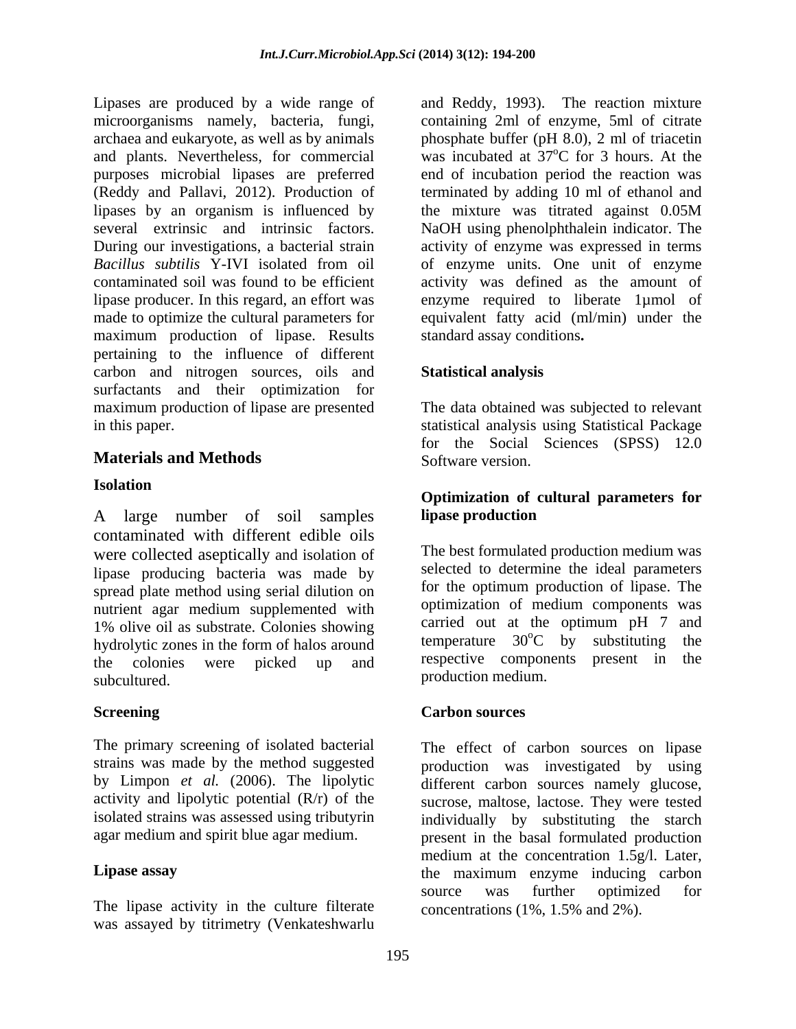Lipases are produced by a wide range of microorganisms namely, bacteria, fungi, archaea and eukaryote, as well as by animals and plants. Nevertheless, for commercial purposes microbial lipases are preferred (Reddy and Pallavi, 2012). Production of lipases by an organism is influenced by several extrinsic and intrinsic factors. During our investigations, a bacterial strain *Bacillus subtilis* Y-IVI isolated from oil contaminated soil was found to be efficient lipase producer. In this regard, an effort was made to optimize the cultural parameters for maximum production of lipase. Results pertaining to the influence of different carbon and nitrogen sources, oils and surfactants and their optimization for maximum production of lipase are presented in this paper.

## Materials and Methods

### Isolation

A large number of soil samples contaminated with different edible oils were collected aseptically and isolation of lipase producing bacteria was made by spread plate method using serial dilution on nutrient agar medium supplemented with 1% olive oil as substrate. Colonies showing hydrolytic zones in the form of halos around the colonies were picked up and subcultured.

### Screening

The primary screening of isolated bacterial strains was made by the method suggested by Limpon *et al.* (2006). The lipolytic activity and lipolytic potential (R/r) of the isolated strains was assessed using tributyrin agar medium and spirit blue agar medium.

### Lipase assay

The lipase activity in the culture filtrate was assayed by titrimetry (Venkateshwarlu and Reddy, 1993). The reaction mixture containing 2ml of enzyme, 5ml of citrate phosphate buffer (pH 8.0), 2 ml of triacetin was incubated at $37^{o}$C for 3 hours. At the end of incubation period the reaction was terminated by adding 10 ml of ethanol and the mixture was titrated against 0.05M NaOH using phenolphthalein indicator. The activity of enzyme was expressed in terms of enzyme units. One unit of enzyme activity was defined as the amount of enzyme required to liberate 1µmol of equivalent fatty acid (ml/min) under the standard assay conditions**.**

### Statistical analysis

The data obtained was subjected to relevant statistical analysis using Statistical Package for the Social Sciences (SPSS) 12.0 Software version.

### Optimization of cultural parameters for lipase production

The best formulated production medium was selected to determine the ideal parameters for the optimum production of lipase. The optimization of medium components was carried out at the optimum pH 7 and temperature $30^{o}$C by substituting the respective components present in the production medium.

### Carbon sources

The effect of carbon sources on lipase production was investigated by using different carbon sources namely glucose, sucrose, maltose, lactose. They were tested individually by substituting the starch present in the basal formulated production medium at the concentration 1.5g/l. Later, the maximum enzyme inducing carbon source was further optimized for concentrations (1%, 1.5% and 2%).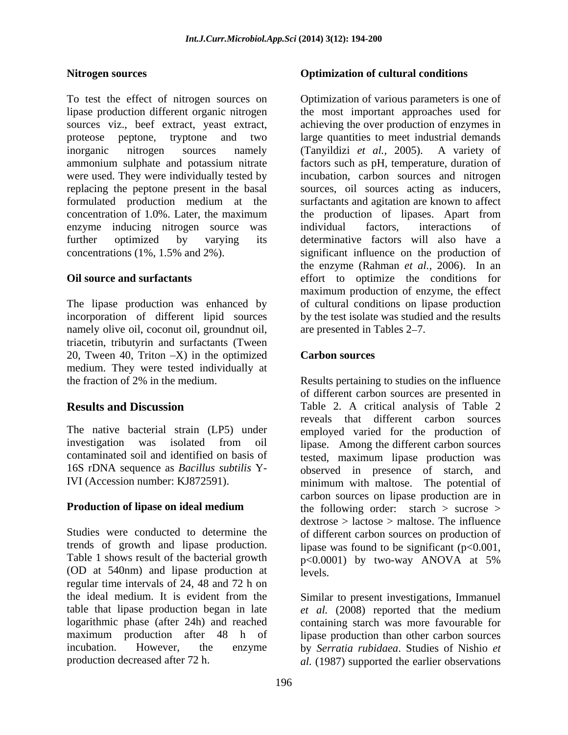### Nitrogen sources

To test the effect of nitrogen sources on lipase production different organic nitrogen sources viz., beef extract, yeast extract, proteose peptone, tryptone and two inorganic nitrogen sources namely ammonium sulphate and potassium nitrate were used. They were individually tested by replacing the peptone present in the basal formulated production medium at the concentration of 1.0%. Later, the maximum enzyme inducing nitrogen source was further optimized by varying its concentrations (1%, 1.5% and 2%).

### Oil source and surfactants

The lipase production was enhanced by incorporation of different lipid sources namely olive oil, coconut oil, groundnut oil, triacetin, tributyrin and surfactants (Tween 20, Tween 40, Triton –X) in the optimized medium. They were tested individually at the fraction of 2% in the medium.

## Results and Discussion

The native bacterial strain (LP5) under investigation was isolated from oil contaminated soil and identified on basis of 16S rDNA sequence as *Bacillus subtilis* Y-IVI (Accession number: KJ872591).

### Production of lipase on ideal medium

Studies were conducted to determine the trends of growth and lipase production. Table 1 shows result of the bacterial growth (OD at 540nm) and lipase production at regular time intervals of 24, 48 and 72 h on the ideal medium. It is evident from the table that lipase production began in late logarithmic phase (after 24h) and reached maximum production after 48 h of incubation. However, the enzyme production decreased after 72 h.

### Optimization of cultural conditions

Optimization of various parameters is one of the most important approaches used for achieving the over production of enzymes in large quantities to meet industrial demands (Tanyildizi *et al.,* 2005). A variety of factors such as pH, temperature, duration of incubation, carbon sources and nitrogen sources, oil sources acting as inducers, surfactants and agitation are known to affect the production of lipases. Apart from individual factors, interactions of determinative factors will also have a significant influence on the production of the enzyme (Rahman *et al.,* 2006). In an effort to optimize the conditions for maximum production of enzyme, the effect of cultural conditions on lipase production by the test isolate was studied and the results are presented in Tables 2–7.

### Carbon sources

Results pertaining to studies on the influence of different carbon sources are presented in Table 2. A critical analysis of Table 2 reveals that different carbon sources employed varied for the production of lipase. Among the different carbon sources tested, maximum lipase production was observed in presence of starch, and minimum with maltose. The potential of carbon sources on lipase production are in the following order: starch > sucrose > dextrose > lactose > maltose. The influence of different carbon sources on production of lipase was found to be significant ($p<0.001$, $p<0.0001$) by two-way ANOVA at 5% levels.

Similar to present investigations, Immanuel *et al.* (2008) reported that the medium containing starch was more favourable for lipase production than other carbon sources by *Serratia rubidaea*. Studies of Nishio *et al.* (1987) supported the earlier observations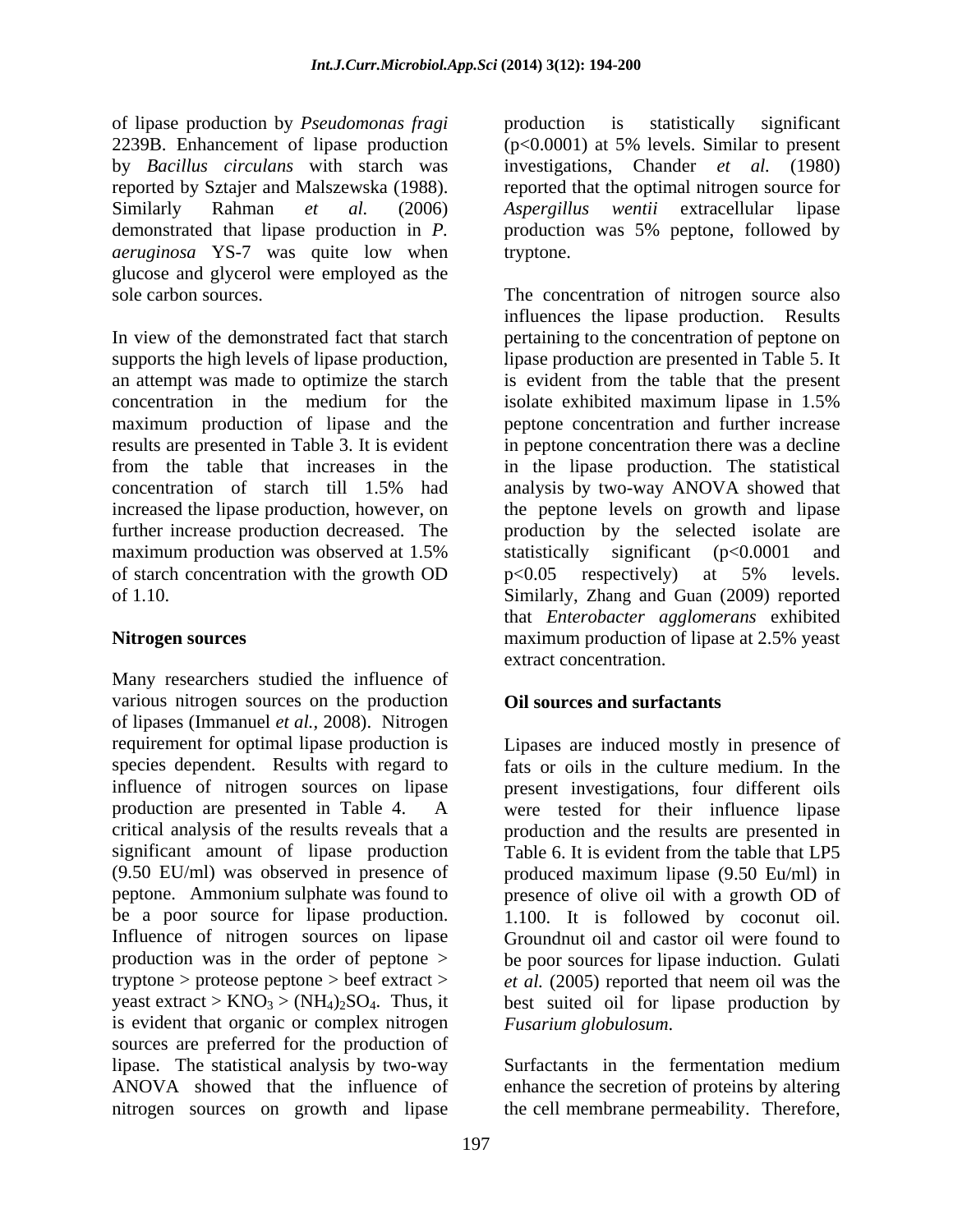of lipase production by *Pseudomonas fragi* 2239B. Enhancement of lipase production by *Bacillus circulans* with starch was reported by Sztajer and Malszewska (1988). Similarly Rahman *et al.* (2006) demonstrated that lipase production in *P. aeruginosa* YS-7 was quite low when glucose and glycerol were employed as the sole carbon sources.

In view of the demonstrated fact that starch supports the high levels of lipase production, an attempt was made to optimize the starch concentration in the medium for the maximum production of lipase and the results are presented in Table 3. It is evident from the table that increases in the concentration of starch till 1.5% had increased the lipase production, however, on further increase production decreased. The maximum production was observed at 1.5% of starch concentration with the growth OD of 1.10.

**Nitrogen sources**

Many researchers studied the influence of various nitrogen sources on the production of lipases (Immanuel *et al.*, 2008). Nitrogen requirement for optimal lipase production is species dependent. Results with regard to influence of nitrogen sources on lipase production are presented in Table 4. A critical analysis of the results reveals that a significant amount of lipase production (9.50 EU/ml) was observed in presence of peptone. Ammonium sulphate was found to be a poor source for lipase production. Influence of nitrogen sources on lipase production was in the order of peptone > tryptone > proteose peptone > beef extract > yeast extract > $KNO_3$ > $(NH_4)_2SO_4$. Thus, it is evident that organic or complex nitrogen sources are preferred for the production of lipase. The statistical analysis by two-way ANOVA showed that the influence of nitrogen sources on growth and lipase production is statistically significant ($p<0.0001$) at 5% levels. Similar to present investigations, Chander *et al.* (1980) reported that the optimal nitrogen source for *Aspergillus wentii* extracellular lipase production was 5% peptone, followed by tryptone.

The concentration of nitrogen source also influences the lipase production. Results pertaining to the concentration of peptone on lipase production are presented in Table 5. It is evident from the table that the present isolate exhibited maximum lipase in 1.5% peptone concentration and further increase in peptone concentration there was a decline in the lipase production. The statistical analysis by two-way ANOVA showed that the peptone levels on growth and lipase production by the selected isolate are statistically significant ($p<0.0001$ and $p<0.05$ respectively) at 5% levels. Similarly, Zhang and Guan (2009) reported that *Enterobacter agglomerans* exhibited maximum production of lipase at 2.5% yeast extract concentration.

**Oil sources and surfactants**

Lipases are induced mostly in presence of fats or oils in the culture medium. In the present investigations, four different oils were tested for their influence lipase production and the results are presented in Table 6. It is evident from the table that LP5 produced maximum lipase (9.50 Eu/ml) in presence of olive oil with a growth OD of 1.100. It is followed by coconut oil. Groundnut oil and castor oil were found to be poor sources for lipase induction. Gulati *et al.* (2005) reported that neem oil was the best suited oil for lipase production by *Fusarium globulosum*.

Surfactants in the fermentation medium enhance the secretion of proteins by altering the cell membrane permeability. Therefore,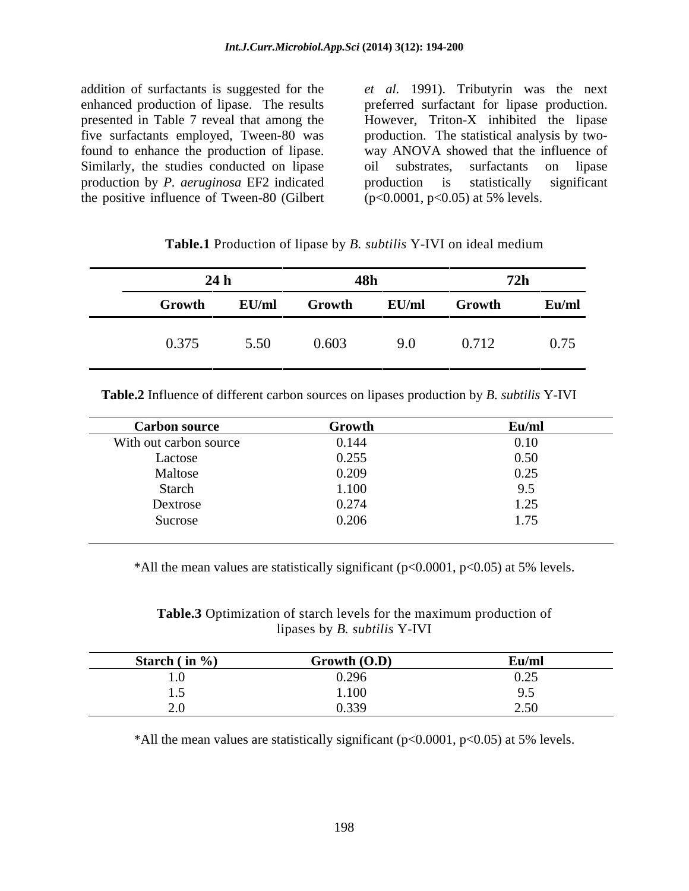addition of surfactants is suggested for the enhanced production of lipase. The results presented in Table 7 reveal that among the five surfactants employed, Tween-80 was found to enhance the production of lipase. Similarly, the studies conducted on lipase production by *P. aeruginosa* EF2 indicated the positive influence of Tween-80 (Gilbert *et al.* 1991). Tributyrin was the next preferred surfactant for lipase production. However, Triton-X inhibited the lipase production. The statistical analysis by two-way ANOVA showed that the influence of oil substrates, surfactants on lipase production is statistically significant ($p<0.0001$, $p<0.05$) at 5% levels.

**Table.1** Production of lipase by *B. subtilis* Y-IVI on ideal medium

| 24 h | | 48h | | 72h | |
|---|---|---|---|---|---|
| **Growth** | **EU/ml** | **Growth** | **EU/ml** | **Growth** | **Eu/ml** |
| 0.375 | 5.50 | 0.603 | 9.0 | 0.712 | 0.75 |

**Table.2** Influence of different carbon sources on lipases production by *B. subtilis* Y-IVI

| Carbon source | Growth | Eu/ml |
|---|---|---|
| With out carbon source | 0.144 | 0.10 |
| Lactose | 0.255 | 0.50 |
| Maltose | 0.209 | 0.25 |
| Starch | 1.100 | 9.5 |
| Dextrose | 0.274 | 1.25 |
| Sucrose | 0.206 | 1.75 |

*All the mean values are statistically significant ($p<0.0001$, $p<0.05$) at 5% levels.

**Table.3** Optimization of starch levels for the maximum production of lipases by *B. subtilis* Y-IVI

| Starch ( in %) | Growth (O.D) | Eu/ml |
|---|---|---|
| 1.0 | 0.296 | 0.25 |
| 1.5 | 1.100 | 9.5 |
| 2.0 | 0.339 | 2.50 |

*All the mean values are statistically significant ($p<0.0001$, $p<0.05$) at 5% levels.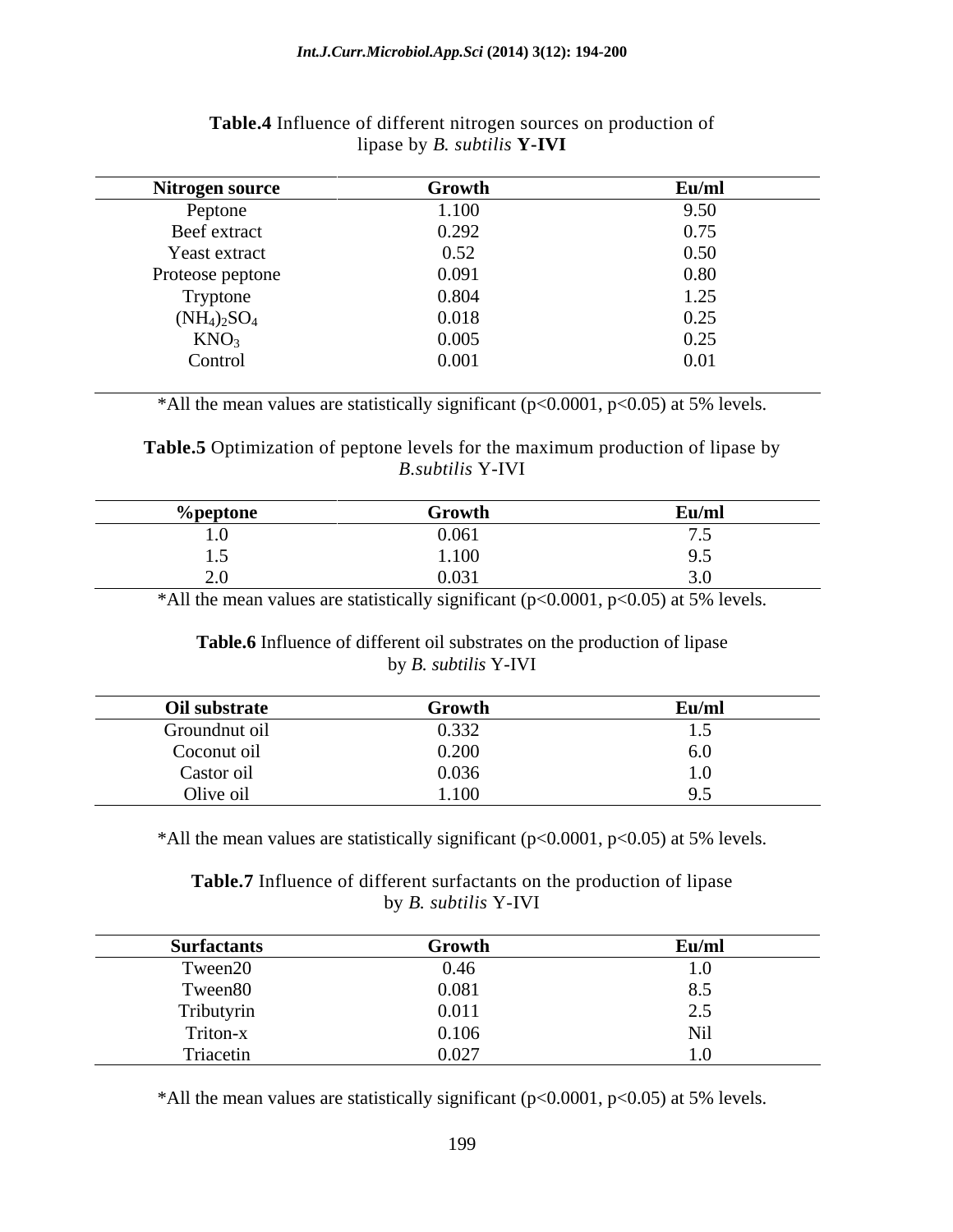**Table.4** Influence of different nitrogen sources on production of lipase by *B. subtilis* **Y-IVI**

| Nitrogen source | Growth | Eu/ml |
|---|---|---|
| Peptone | 1.100 | 9.50 |
| Beef extract | 0.292 | 0.75 |
| Yeast extract | 0.52 | 0.50 |
| Proteose peptone | 0.091 | 0.80 |
| Tryptone | 0.804 | 1.25 |
| $(NH_4)_2SO_4$ | 0.018 | 0.25 |
| $KNO_3$ | 0.005 | 0.25 |
| Control | 0.001 | 0.01 |

*All the mean values are statistically significant ($p<0.0001$, $p<0.05$) at 5% levels.

**Table.5** Optimization of peptone levels for the maximum production of lipase by *B.subtilis* Y-IVI

| %peptone | Growth | Eu/ml |
|---|---|---|
| 1.0 | 0.061 | 7.5 |
| 1.5 | 1.100 | 9.5 |
| 2.0 | 0.031 | 3.0 |

*All the mean values are statistically significant ($p<0.0001$, $p<0.05$) at 5% levels.

**Table.6** Influence of different oil substrates on the production of lipase by *B. subtilis* Y-IVI

| Oil substrate | Growth | Eu/ml |
|---|---|---|
| Groundnut oil | 0.332 | 1.5 |
| Coconut oil | 0.200 | 6.0 |
| Castor oil | 0.036 | 1.0 |
| Olive oil | 1.100 | 9.5 |

*All the mean values are statistically significant ($p<0.0001$, $p<0.05$) at 5% levels.

**Table.7** Influence of different surfactants on the production of lipase by *B. subtilis* Y-IVI

| Surfactants | Growth | Eu/ml |
|---|---|---|
| Tween20 | 0.46 | 1.0 |
| Tween80 | 0.081 | 8.5 |
| Tributyrin | 0.011 | 2.5 |
| Triton-x | 0.106 | Nil |
| Triacetin | 0.027 | 1.0 |

*All the mean values are statistically significant ($p<0.0001$, $p<0.05$) at 5% levels.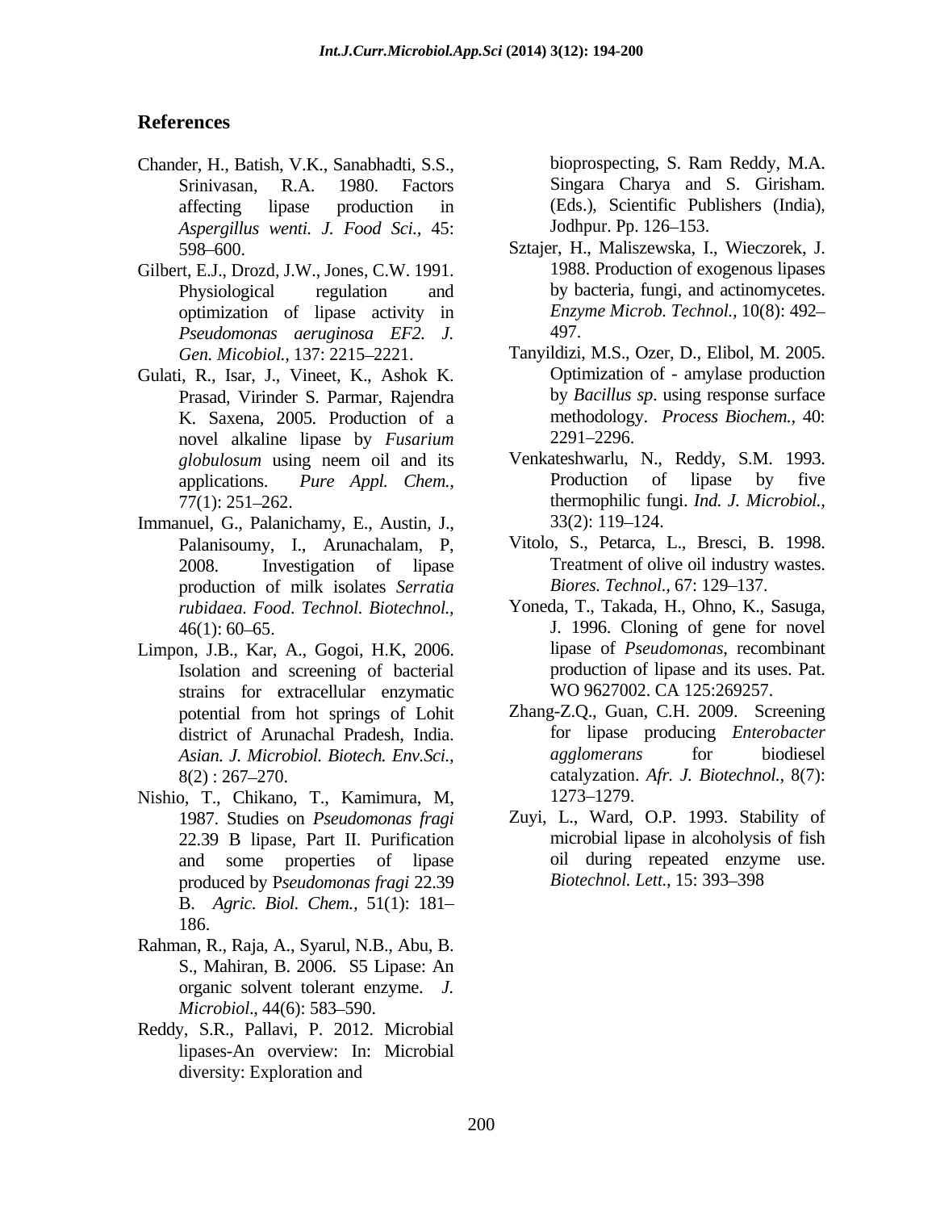## References

Chander, H., Batish, V.K., Sanabhadti, S.S., Srinivasan, R.A. 1980. Factors affecting lipase production in *Aspergillus wenti. J. Food Sci.,* 45: 598–600.

Gilbert, E.J., Drozd, J.W., Jones, C.W. 1991. Physiological regulation and optimization of lipase activity in *Pseudomonas aeruginosa EF2. J. Gen. Micobiol.,* 137: 2215–2221.

Gulati, R., Isar, J., Vineet, K., Ashok K. Prasad, Virinder S. Parmar, Rajendra K. Saxena, 2005. Production of a novel alkaline lipase by *Fusarium globulosum* using neem oil and its applications. *Pure Appl. Chem.,* 77(1): 251–262.

Immanuel, G., Palanichamy, E., Austin, J., Palanisoumy, I., Arunachalam, P, 2008. Investigation of lipase production of milk isolates *Serratia rubidaea. Food. Technol. Biotechnol.,* 46(1): 60–65.

Limpon, J.B., Kar, A., Gogoi, H.K, 2006. Isolation and screening of bacterial strains for extracellular enzymatic potential from hot springs of Lohit district of Arunachal Pradesh, India. *Asian. J. Microbiol. Biotech. Env.Sci.,* 8(2) : 267–270.

Nishio, T., Chikano, T., Kamimura, M, 1987. Studies on *Pseudomonas fragi* 22.39 B lipase, Part II. Purification and some properties of lipase produced by P*seudomonas fragi* 22.39 B. *Agric. Biol. Chem.,* 51(1): 181–186.

Rahman, R., Raja, A., Syarul, N.B., Abu, B. S., Mahiran, B. 2006. S5 Lipase: An organic solvent tolerant enzyme. *J. Microbiol*., 44(6): 583–590.

Reddy, S.R., Pallavi, P. 2012. Microbial lipases-An overview: In: Microbial diversity: Exploration and bioprospecting, S. Ram Reddy, M.A. Singara Charya and S. Girisham. (Eds.), Scientific Publishers (India), Jodhpur. Pp. 126–153.

Sztajer, H., Maliszewska, I., Wieczorek, J. 1988. Production of exogenous lipases by bacteria, fungi, and actinomycetes. *Enzyme Microb. Technol.,* 10(8): 492–497.

Tanyildizi, M.S., Ozer, D., Elibol, M. 2005. Optimization of - amylase production by *Bacillus sp*. using response surface methodology. *Process Biochem.,* 40: 2291–2296.

Venkateshwarlu, N., Reddy, S.M. 1993. Production of lipase by five thermophilic fungi. *Ind. J. Microbiol.,* 33(2): 119–124.

Vitolo, S., Petarca, L., Bresci, B. 1998. Treatment of olive oil industry wastes. *Biores. Technol.,* 67: 129–137.

Yoneda, T., Takada, H., Ohno, K., Sasuga, J. 1996. Cloning of gene for novel lipase of *Pseudomonas*, recombinant production of lipase and its uses. Pat. WO 9627002. CA 125:269257.

Zhang-Z.Q., Guan, C.H. 2009. Screening for lipase producing *Enterobacter agglomerans* for biodiesel catalyzation. *Afr. J. Biotechnol.,* 8(7): 1273–1279.

Zuyi, L., Ward, O.P. 1993. Stability of microbial lipase in alcoholysis of fish oil during repeated enzyme use. *Biotechnol. Lett.,* 15: 393–398